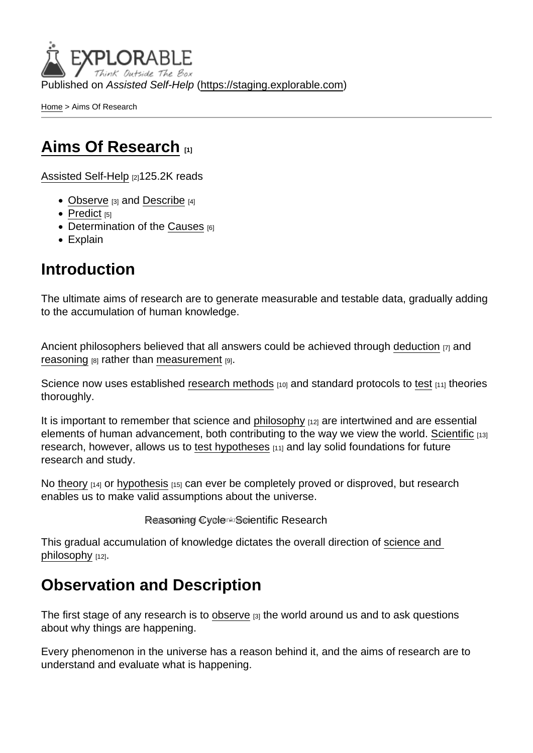Published on *Assisted Self-Help* (https://staging.explorable.com)

Home > Aims Of Research

# Aims Of Research [1]

Assisted Self-Help [2]125.2K reads

- Observe [3] and Describe [4]
- Predict [5]
- Determination of the Causes [6]
- Explain

## Introduction

The ultimate aims of research are to generate measurable and testable data, gradually adding to the accumulation of human knowledge.

Ancient philosophers believed that all answers could be achieved through deduction [7] and reasoning [8] rather than measurement [9].

Science now uses established research methods [10] and standard protocols to test [11] theories thoroughly.

It is important to remember that science and philosophy [12] are intertwined and are essential elements of human advancement, both contributing to the way we view the world. Scientific [13] research, however, allows us to test hypotheses [11] and lay solid foundations for future research and study.

No theory [14] or hypothesis [15] can ever be completely proved or disproved, but research enables us to make valid assumptions about the universe.

Reasoning Cycle - Scientific Research

This gradual accumulation of knowledge dictates the overall direction of science and philosophy [12].

## Observation and Description

The first stage of any research is to observe [3] the world around us and to ask questions about why things are happening.

Every phenomenon in the universe has a reason behind it, and the aims of research are to understand and evaluate what is happening.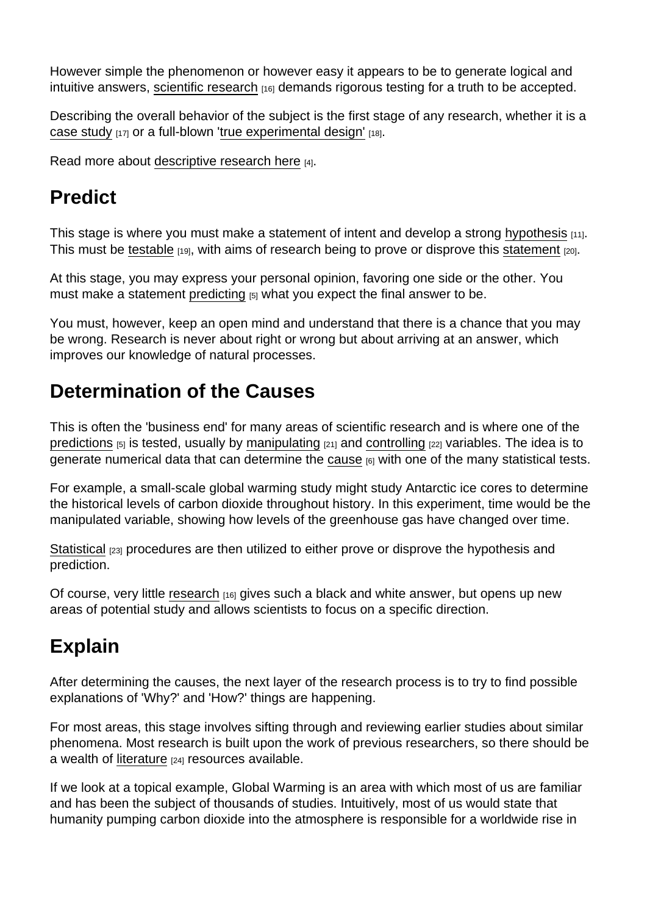However simple the phenomenon or however easy it appears to be to generate logical and intuitive answers, scientific research [16] demands rigorous testing for a truth to be accepted.

Describing the overall behavior of the subject is the first stage of any research, whether it is a case study [17] or a full-blown 'true experimental design' [18].

Read more about descriptive research here [4].

## Predict

This stage is where you must make a statement of intent and develop a strong hypothesis [11]. This must be testable [19], with aims of research being to prove or disprove this statement [20].

At this stage, you may express your personal opinion, favoring one side or the other. You must make a statement predicting [5] what you expect the final answer to be.

You must, however, keep an open mind and understand that there is a chance that you may be wrong. Research is never about right or wrong but about arriving at an answer, which improves our knowledge of natural processes.

## Determination of the Causes

This is often the 'business end' for many areas of scientific research and is where one of the predictions [5] is tested, usually by manipulating [21] and controlling [22] variables. The idea is to generate numerical data that can determine the cause [6] with one of the many statistical tests.

For example, a small-scale global warming study might study Antarctic ice cores to determine the historical levels of carbon dioxide throughout history. In this experiment, time would be the manipulated variable, showing how levels of the greenhouse gas have changed over time.

Statistical [23] procedures are then utilized to either prove or disprove the hypothesis and prediction.

Of course, very little research [16] gives such a black and white answer, but opens up new areas of potential study and allows scientists to focus on a specific direction.

## Explain

After determining the causes, the next layer of the research process is to try to find possible explanations of 'Why?' and 'How?' things are happening.

For most areas, this stage involves sifting through and reviewing earlier studies about similar phenomena. Most research is built upon the work of previous researchers, so there should be a wealth of literature [24] resources available.

If we look at a topical example, Global Warming is an area with which most of us are familiar and has been the subject of thousands of studies. Intuitively, most of us would state that humanity pumping carbon dioxide into the atmosphere is responsible for a worldwide rise in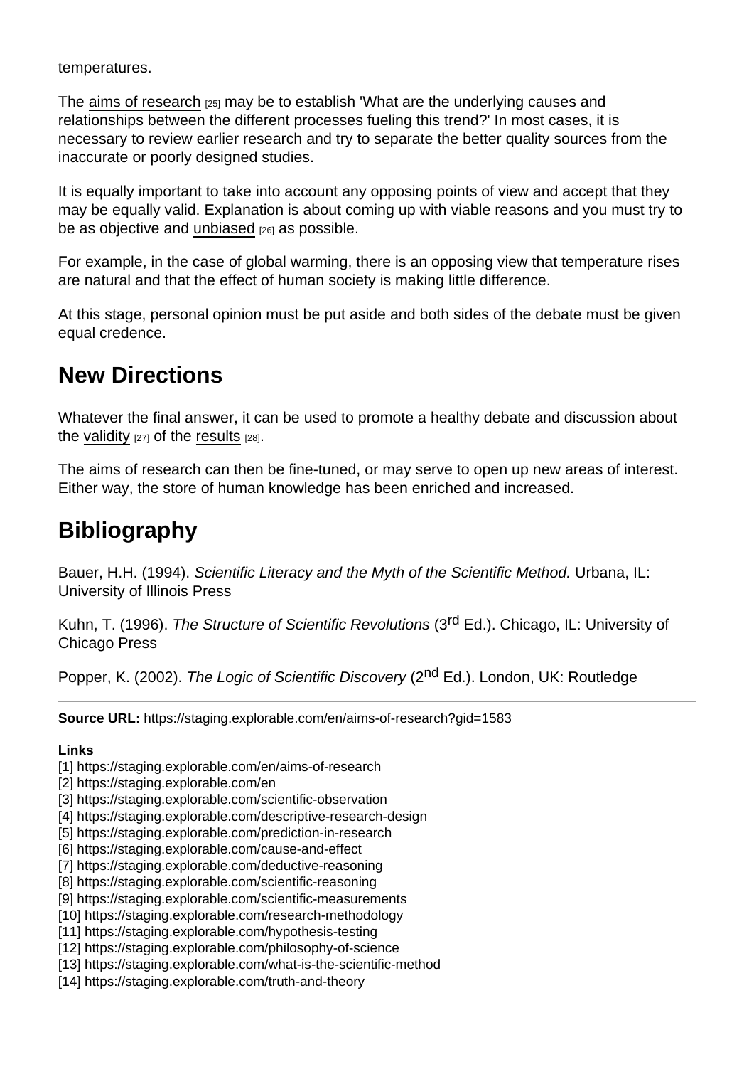temperatures.

The aims of research [25] may be to establish 'What are the underlying causes and relationships between the different processes fueling this trend?' In most cases, it is necessary to review earlier research and try to separate the better quality sources from the inaccurate or poorly designed studies.

It is equally important to take into account any opposing points of view and accept that they may be equally valid. Explanation is about coming up with viable reasons and you must try to be as objective and unbiased [26] as possible.

For example, in the case of global warming, there is an opposing view that temperature rises are natural and that the effect of human society is making little difference.

At this stage, personal opinion must be put aside and both sides of the debate must be given equal credence.

## New Directions

Whatever the final answer, it can be used to promote a healthy debate and discussion about the validity [27] of the results [28].

The aims of research can then be fine-tuned, or may serve to open up new areas of interest. Either way, the store of human knowledge has been enriched and increased.

## Bibliography

Bauer, H.H. (1994). *Scientific Literacy and the Myth of the Scientific Method.* Urbana, IL: University of Illinois Press

Kuhn, T. (1996). *The Structure of Scientific Revolutions* (3rd Ed.). Chicago, IL: University of Chicago Press

Popper, K. (2002). *The Logic of Scientific Discovery* (2nd Ed.). London, UK: Routledge

---

**Source URL:** https://staging.explorable.com/en/aims-of-research?gid=1583

**Links**
[1] https://staging.explorable.com/en/aims-of-research
[2] https://staging.explorable.com/en
[3] https://staging.explorable.com/scientific-observation
[4] https://staging.explorable.com/descriptive-research-design
[5] https://staging.explorable.com/prediction-in-research
[6] https://staging.explorable.com/cause-and-effect
[7] https://staging.explorable.com/deductive-reasoning
[8] https://staging.explorable.com/scientific-reasoning
[9] https://staging.explorable.com/scientific-measurements
[10] https://staging.explorable.com/research-methodology
[11] https://staging.explorable.com/hypothesis-testing
[12] https://staging.explorable.com/philosophy-of-science
[13] https://staging.explorable.com/what-is-the-scientific-method
[14] https://staging.explorable.com/truth-and-theory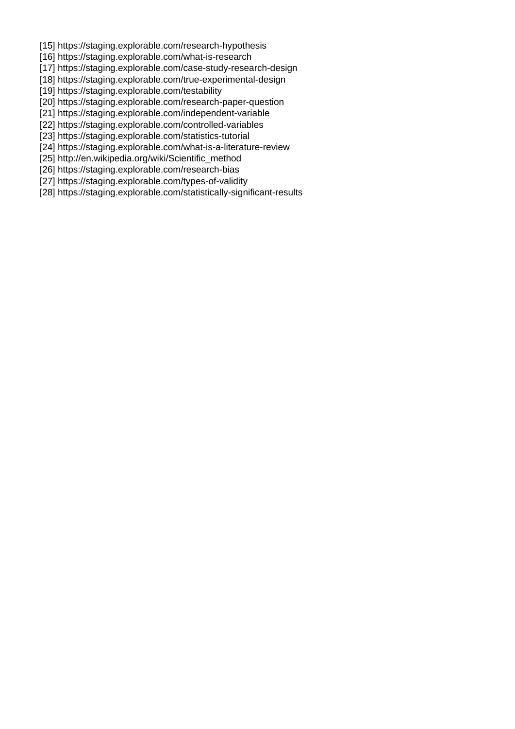[15] https://staging.explorable.com/research-hypothesis
[16] https://staging.explorable.com/what-is-research
[17] https://staging.explorable.com/case-study-research-design
[18] https://staging.explorable.com/true-experimental-design
[19] https://staging.explorable.com/testability
[20] https://staging.explorable.com/research-paper-question
[21] https://staging.explorable.com/independent-variable
[22] https://staging.explorable.com/controlled-variables
[23] https://staging.explorable.com/statistics-tutorial
[24] https://staging.explorable.com/what-is-a-literature-review
[25] http://en.wikipedia.org/wiki/Scientific_method
[26] https://staging.explorable.com/research-bias
[27] https://staging.explorable.com/types-of-validity
[28] https://staging.explorable.com/statistically-significant-results